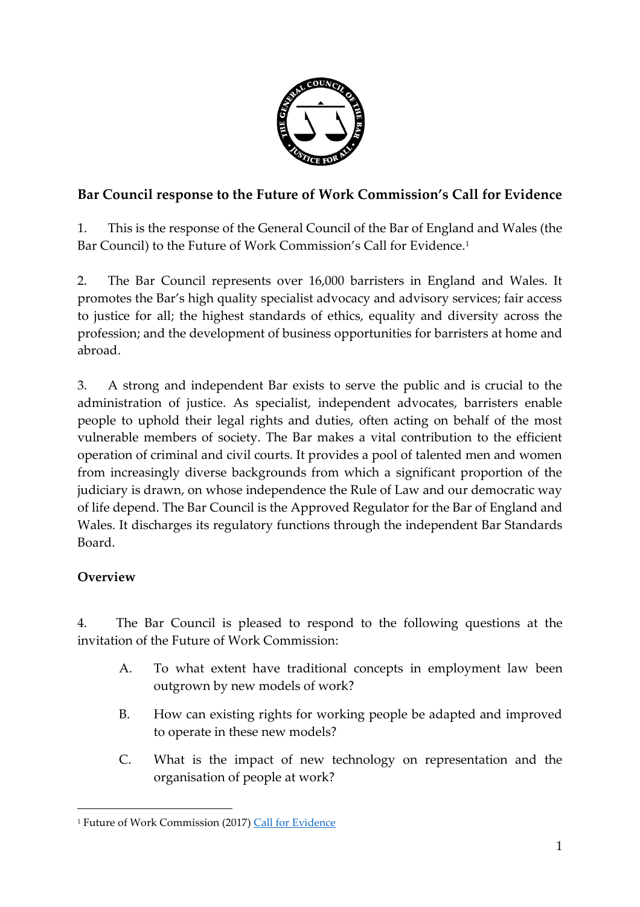## Bar Council response to the Future of Work Commission's Call for Evidence

1. This is the response of the General Council of the Bar of England and Wales (the Bar Council) to the Future of Work Commission's Call for Evidence.[1]

2. The Bar Council represents over 16,000 barristers in England and Wales. It promotes the Bar's high quality specialist advocacy and advisory services; fair access to justice for all; the highest standards of ethics, equality and diversity across the profession; and the development of business opportunities for barristers at home and abroad.

3. A strong and independent Bar exists to serve the public and is crucial to the administration of justice. As specialist, independent advocates, barristers enable people to uphold their legal rights and duties, often acting on behalf of the most vulnerable members of society. The Bar makes a vital contribution to the efficient operation of criminal and civil courts. It provides a pool of talented men and women from increasingly diverse backgrounds from which a significant proportion of the judiciary is drawn, on whose independence the Rule of Law and our democratic way of life depend. The Bar Council is the Approved Regulator for the Bar of England and Wales. It discharges its regulatory functions through the independent Bar Standards Board.

### Overview

4. The Bar Council is pleased to respond to the following questions at the invitation of the Future of Work Commission:

   A. To what extent have traditional concepts in employment law been outgrown by new models of work?

   B. How can existing rights for working people be adapted and improved to operate in these new models?

   C. What is the impact of new technology on representation and the organisation of people at work?

[1] Future of Work Commission (2017) Call for Evidence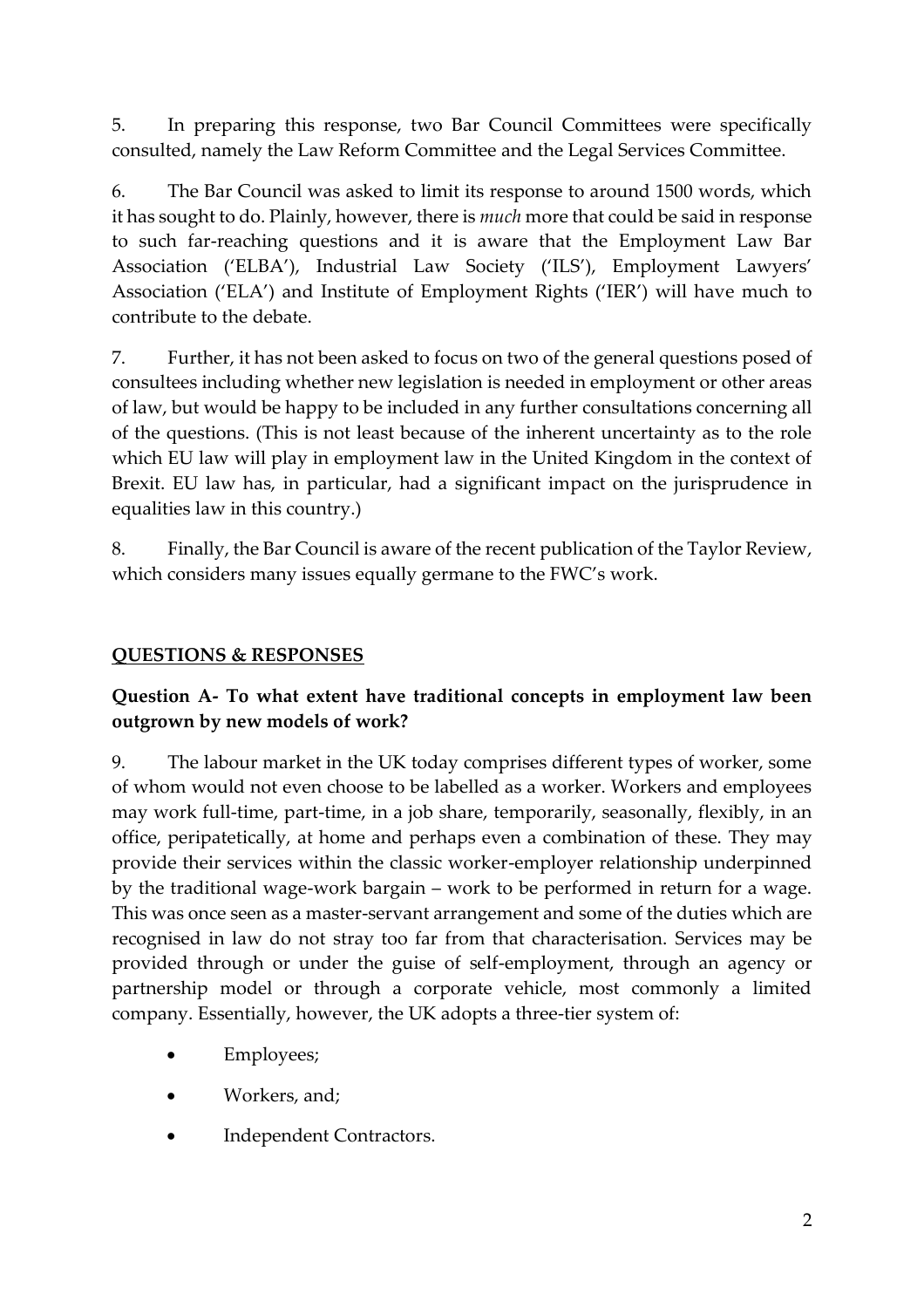5. In preparing this response, two Bar Council Committees were specifically consulted, namely the Law Reform Committee and the Legal Services Committee.

6. The Bar Council was asked to limit its response to around 1500 words, which it has sought to do. Plainly, however, there is *much* more that could be said in response to such far-reaching questions and it is aware that the Employment Law Bar Association ('ELBA'), Industrial Law Society ('ILS'), Employment Lawyers' Association ('ELA') and Institute of Employment Rights ('IER') will have much to contribute to the debate.

7. Further, it has not been asked to focus on two of the general questions posed of consultees including whether new legislation is needed in employment or other areas of law, but would be happy to be included in any further consultations concerning all of the questions. (This is not least because of the inherent uncertainty as to the role which EU law will play in employment law in the United Kingdom in the context of Brexit. EU law has, in particular, had a significant impact on the jurisprudence in equalities law in this country.)

8. Finally, the Bar Council is aware of the recent publication of the Taylor Review, which considers many issues equally germane to the FWC's work.

## QUESTIONS & RESPONSES

### Question A- To what extent have traditional concepts in employment law been outgrown by new models of work?

9. The labour market in the UK today comprises different types of worker, some of whom would not even choose to be labelled as a worker. Workers and employees may work full-time, part-time, in a job share, temporarily, seasonally, flexibly, in an office, peripatetically, at home and perhaps even a combination of these. They may provide their services within the classic worker-employer relationship underpinned by the traditional wage-work bargain – work to be performed in return for a wage. This was once seen as a master-servant arrangement and some of the duties which are recognised in law do not stray too far from that characterisation. Services may be provided through or under the guise of self-employment, through an agency or partnership model or through a corporate vehicle, most commonly a limited company. Essentially, however, the UK adopts a three-tier system of:

- Employees;
- Workers, and;
- Independent Contractors.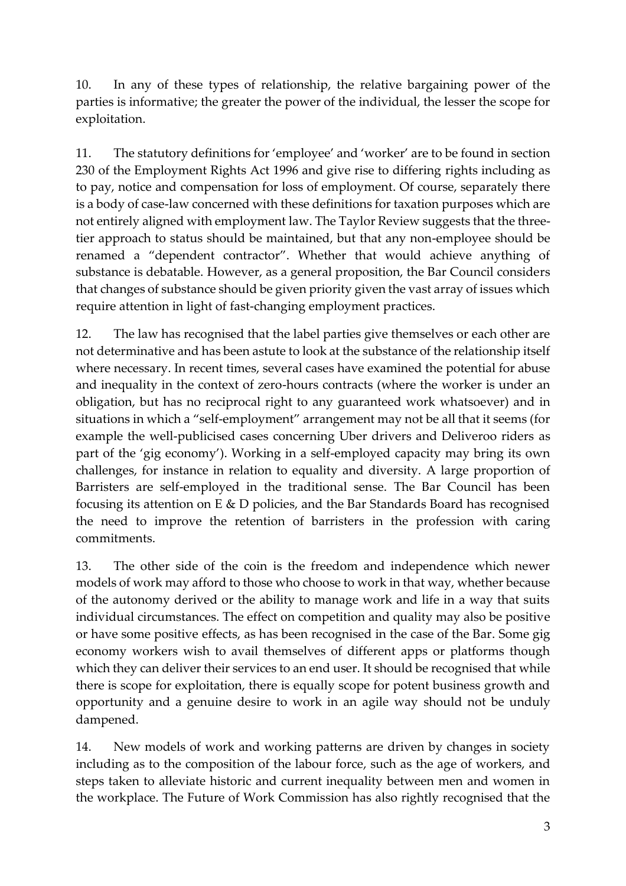10. In any of these types of relationship, the relative bargaining power of the parties is informative; the greater the power of the individual, the lesser the scope for exploitation.

11. The statutory definitions for 'employee' and 'worker' are to be found in section 230 of the Employment Rights Act 1996 and give rise to differing rights including as to pay, notice and compensation for loss of employment. Of course, separately there is a body of case-law concerned with these definitions for taxation purposes which are not entirely aligned with employment law. The Taylor Review suggests that the three-tier approach to status should be maintained, but that any non-employee should be renamed a "dependent contractor". Whether that would achieve anything of substance is debatable. However, as a general proposition, the Bar Council considers that changes of substance should be given priority given the vast array of issues which require attention in light of fast-changing employment practices.

12. The law has recognised that the label parties give themselves or each other are not determinative and has been astute to look at the substance of the relationship itself where necessary. In recent times, several cases have examined the potential for abuse and inequality in the context of zero-hours contracts (where the worker is under an obligation, but has no reciprocal right to any guaranteed work whatsoever) and in situations in which a "self-employment" arrangement may not be all that it seems (for example the well-publicised cases concerning Uber drivers and Deliveroo riders as part of the 'gig economy'). Working in a self-employed capacity may bring its own challenges, for instance in relation to equality and diversity. A large proportion of Barristers are self-employed in the traditional sense. The Bar Council has been focusing its attention on E & D policies, and the Bar Standards Board has recognised the need to improve the retention of barristers in the profession with caring commitments.

13. The other side of the coin is the freedom and independence which newer models of work may afford to those who choose to work in that way, whether because of the autonomy derived or the ability to manage work and life in a way that suits individual circumstances. The effect on competition and quality may also be positive or have some positive effects, as has been recognised in the case of the Bar. Some gig economy workers wish to avail themselves of different apps or platforms though which they can deliver their services to an end user. It should be recognised that while there is scope for exploitation, there is equally scope for potent business growth and opportunity and a genuine desire to work in an agile way should not be unduly dampened.

14. New models of work and working patterns are driven by changes in society including as to the composition of the labour force, such as the age of workers, and steps taken to alleviate historic and current inequality between men and women in the workplace. The Future of Work Commission has also rightly recognised that the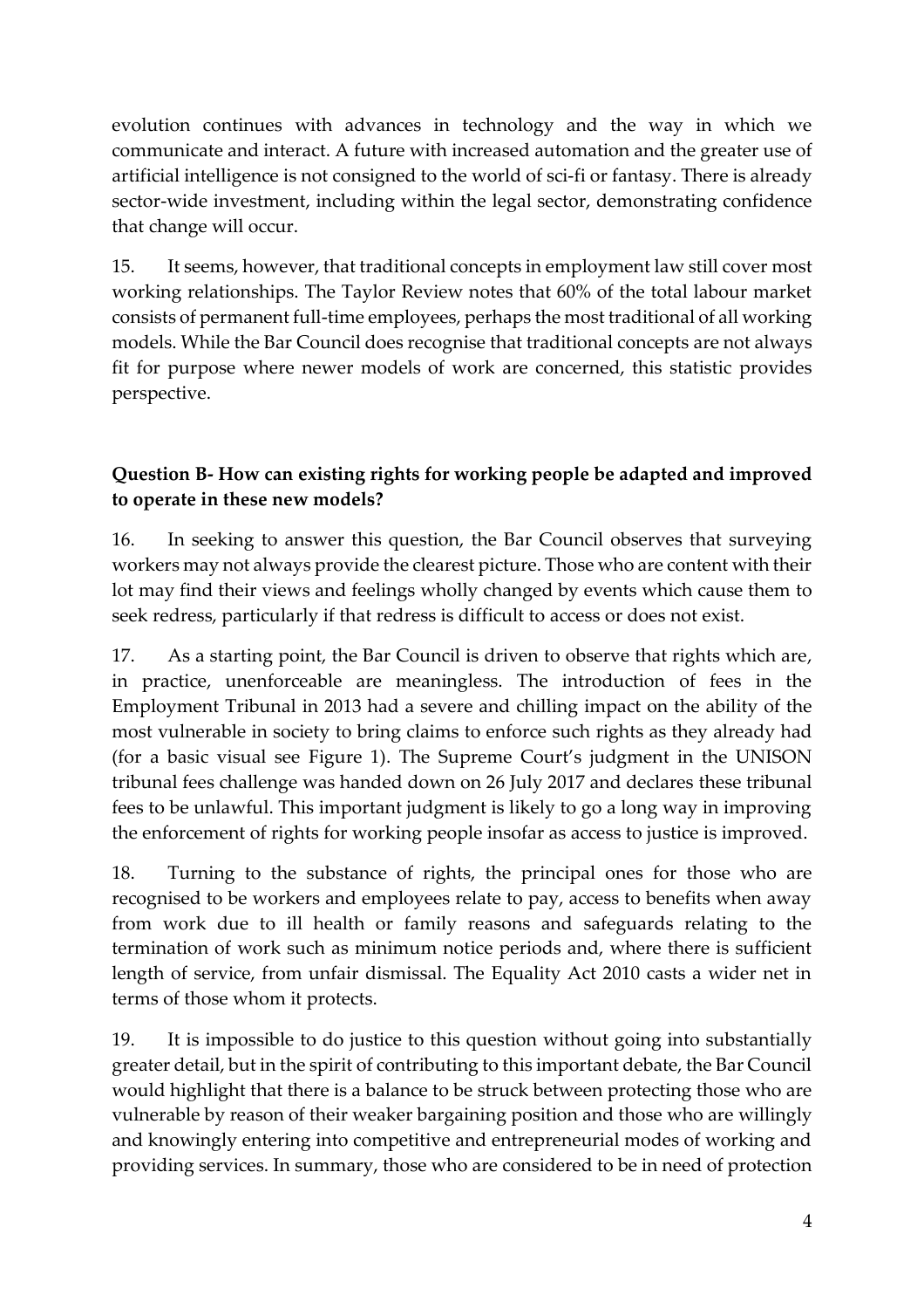evolution continues with advances in technology and the way in which we communicate and interact. A future with increased automation and the greater use of artificial intelligence is not consigned to the world of sci-fi or fantasy. There is already sector-wide investment, including within the legal sector, demonstrating confidence that change will occur.

15. It seems, however, that traditional concepts in employment law still cover most working relationships. The Taylor Review notes that 60% of the total labour market consists of permanent full-time employees, perhaps the most traditional of all working models. While the Bar Council does recognise that traditional concepts are not always fit for purpose where newer models of work are concerned, this statistic provides perspective.

**Question B- How can existing rights for working people be adapted and improved to operate in these new models?**

16. In seeking to answer this question, the Bar Council observes that surveying workers may not always provide the clearest picture. Those who are content with their lot may find their views and feelings wholly changed by events which cause them to seek redress, particularly if that redress is difficult to access or does not exist.

17. As a starting point, the Bar Council is driven to observe that rights which are, in practice, unenforceable are meaningless. The introduction of fees in the Employment Tribunal in 2013 had a severe and chilling impact on the ability of the most vulnerable in society to bring claims to enforce such rights as they already had (for a basic visual see Figure 1). The Supreme Court's judgment in the UNISON tribunal fees challenge was handed down on 26 July 2017 and declares these tribunal fees to be unlawful. This important judgment is likely to go a long way in improving the enforcement of rights for working people insofar as access to justice is improved.

18. Turning to the substance of rights, the principal ones for those who are recognised to be workers and employees relate to pay, access to benefits when away from work due to ill health or family reasons and safeguards relating to the termination of work such as minimum notice periods and, where there is sufficient length of service, from unfair dismissal. The Equality Act 2010 casts a wider net in terms of those whom it protects.

19. It is impossible to do justice to this question without going into substantially greater detail, but in the spirit of contributing to this important debate, the Bar Council would highlight that there is a balance to be struck between protecting those who are vulnerable by reason of their weaker bargaining position and those who are willingly and knowingly entering into competitive and entrepreneurial modes of working and providing services. In summary, those who are considered to be in need of protection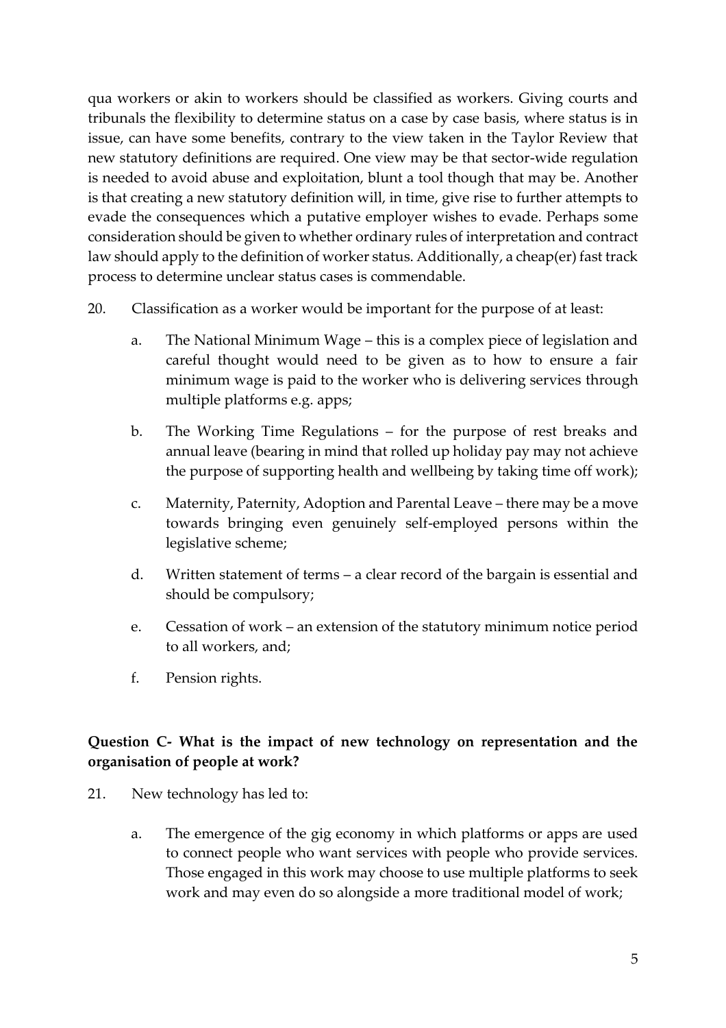qua workers or akin to workers should be classified as workers. Giving courts and tribunals the flexibility to determine status on a case by case basis, where status is in issue, can have some benefits, contrary to the view taken in the Taylor Review that new statutory definitions are required. One view may be that sector-wide regulation is needed to avoid abuse and exploitation, blunt a tool though that may be. Another is that creating a new statutory definition will, in time, give rise to further attempts to evade the consequences which a putative employer wishes to evade. Perhaps some consideration should be given to whether ordinary rules of interpretation and contract law should apply to the definition of worker status. Additionally, a cheap(er) fast track process to determine unclear status cases is commendable.

20. Classification as a worker would be important for the purpose of at least:

    a. The National Minimum Wage – this is a complex piece of legislation and careful thought would need to be given as to how to ensure a fair minimum wage is paid to the worker who is delivering services through multiple platforms e.g. apps;

    b. The Working Time Regulations – for the purpose of rest breaks and annual leave (bearing in mind that rolled up holiday pay may not achieve the purpose of supporting health and wellbeing by taking time off work);

    c. Maternity, Paternity, Adoption and Parental Leave – there may be a move towards bringing even genuinely self-employed persons within the legislative scheme;

    d. Written statement of terms – a clear record of the bargain is essential and should be compulsory;

    e. Cessation of work – an extension of the statutory minimum notice period to all workers, and;

    f. Pension rights.

**Question C- What is the impact of new technology on representation and the organisation of people at work?**

21. New technology has led to:

    a. The emergence of the gig economy in which platforms or apps are used to connect people who want services with people who provide services. Those engaged in this work may choose to use multiple platforms to seek work and may even do so alongside a more traditional model of work;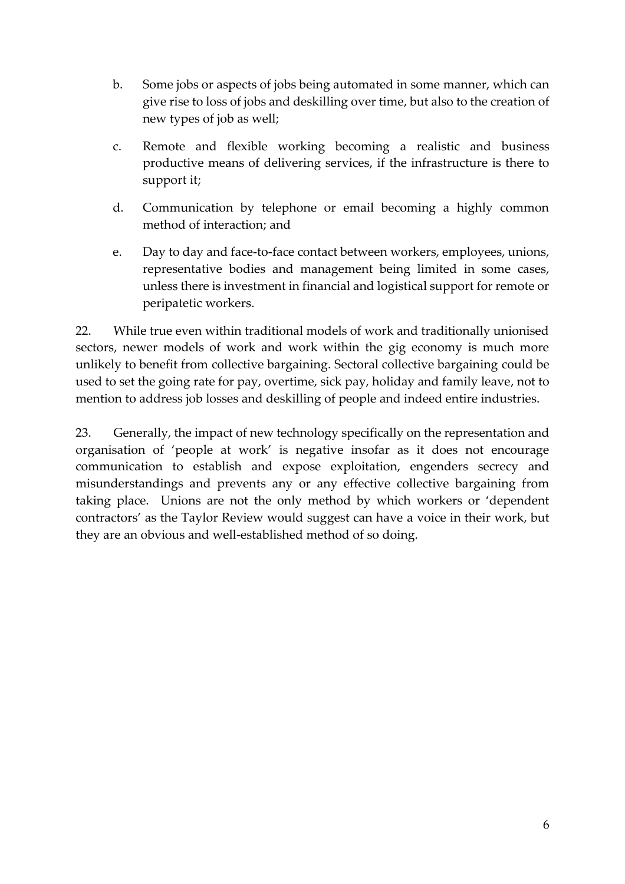b. Some jobs or aspects of jobs being automated in some manner, which can give rise to loss of jobs and deskilling over time, but also to the creation of new types of job as well;

c. Remote and flexible working becoming a realistic and business productive means of delivering services, if the infrastructure is there to support it;

d. Communication by telephone or email becoming a highly common method of interaction; and

e. Day to day and face-to-face contact between workers, employees, unions, representative bodies and management being limited in some cases, unless there is investment in financial and logistical support for remote or peripatetic workers.

22. While true even within traditional models of work and traditionally unionised sectors, newer models of work and work within the gig economy is much more unlikely to benefit from collective bargaining. Sectoral collective bargaining could be used to set the going rate for pay, overtime, sick pay, holiday and family leave, not to mention to address job losses and deskilling of people and indeed entire industries.

23. Generally, the impact of new technology specifically on the representation and organisation of 'people at work' is negative insofar as it does not encourage communication to establish and expose exploitation, engenders secrecy and misunderstandings and prevents any or any effective collective bargaining from taking place. Unions are not the only method by which workers or 'dependent contractors' as the Taylor Review would suggest can have a voice in their work, but they are an obvious and well-established method of so doing.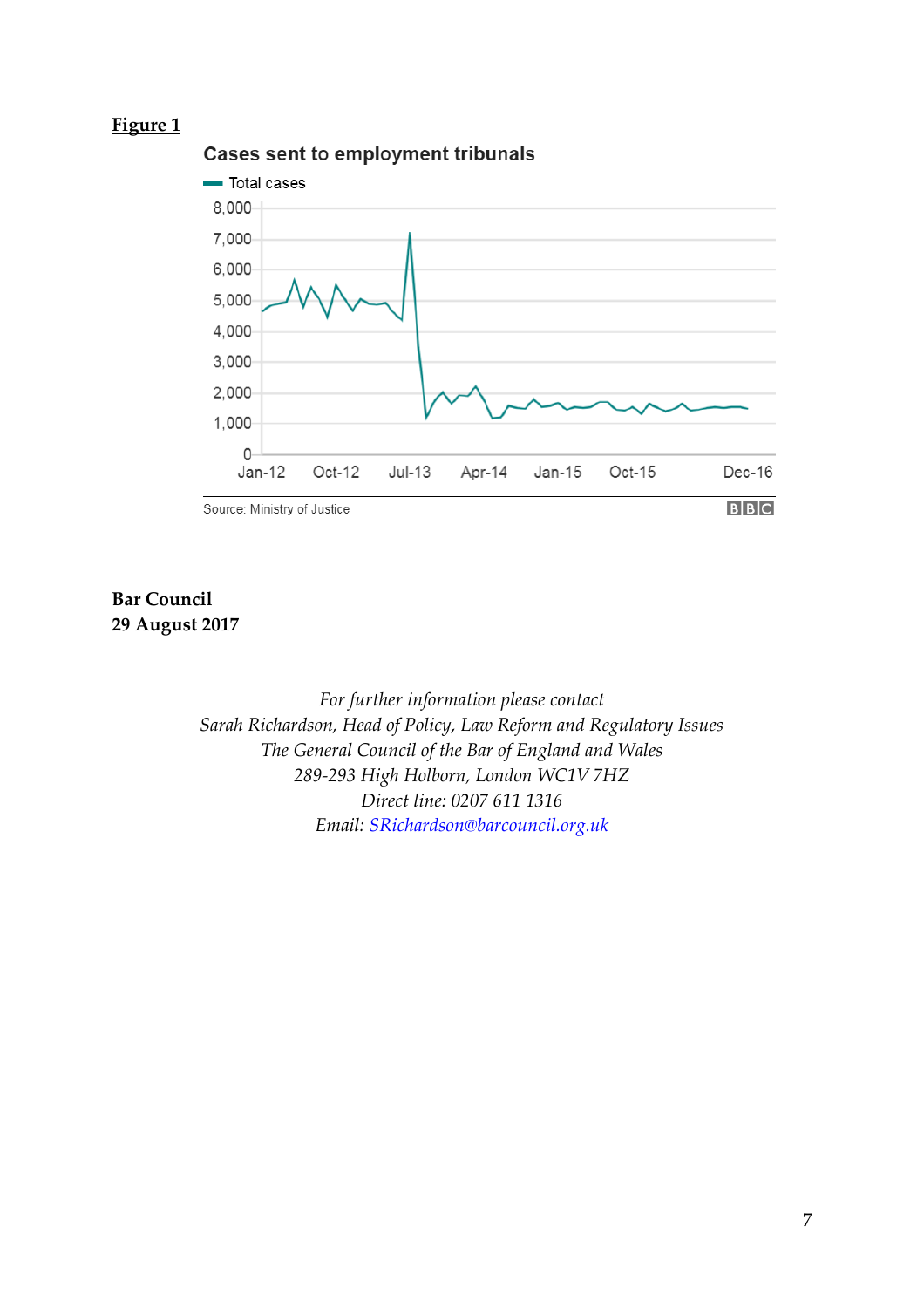**Figure 1**

Cases sent to employment tribunals

Total cases

8,000
7,000
6,000
5,000
4,000
3,000
2,000
1,000
0

Jan-12 Oct-12 Jul-13 Apr-14 Jan-15 Oct-15 Dec-16

Source: Ministry of Justice

BBC

**Bar Council**
**29 August 2017**

*For further information please contact*
*Sarah Richardson, Head of Policy, Law Reform and Regulatory Issues*
*The General Council of the Bar of England and Wales*
*289-293 High Holborn, London WC1V 7HZ*
*Direct line: 0207 611 1316*
*Email: SRichardson@barcouncil.org.uk*